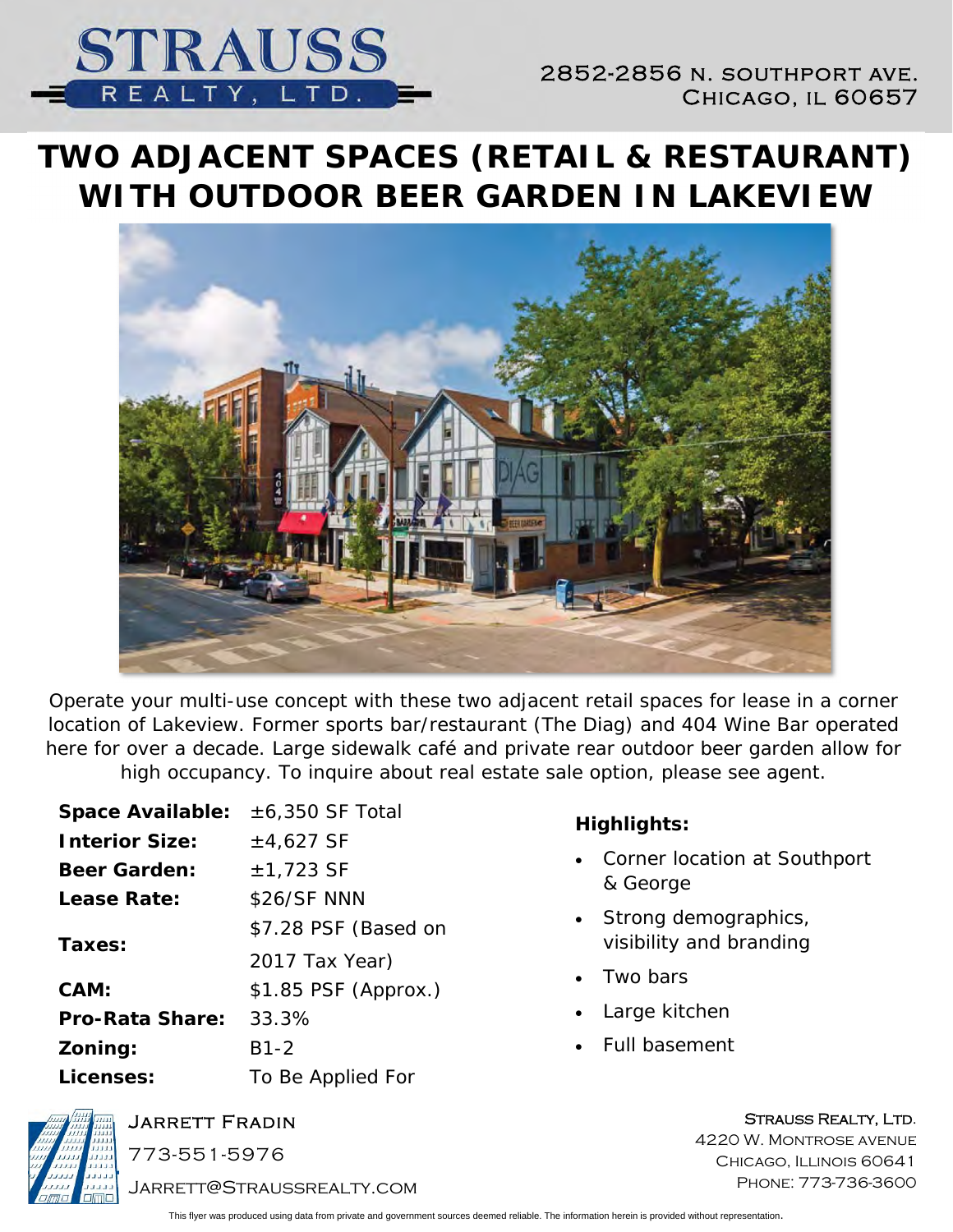STRAUSS REALTY, LTD.

2852-2856 N. SOUTHPORT AVE.
CHICAGO, IL 60657

# TWO ADJACENT SPACES (RETAIL & RESTAURANT) WITH OUTDOOR BEER GARDEN IN LAKEVIEW

Operate your multi-use concept with these two adjacent retail spaces for lease in a corner location of Lakeview. Former sports bar/restaurant (The Diag) and 404 Wine Bar operated here for over a decade. Large sidewalk café and private rear outdoor beer garden allow for high occupancy. To inquire about real estate sale option, please see agent.

| | |
|---|---|
| **Space Available:** | ±6,350 SF Total |
| **Interior Size:** | ±4,627 SF |
| **Beer Garden:** | ±1,723 SF |
| **Lease Rate:** | $26/SF NNN |
| **Taxes:** | $7.28 PSF (Based on 2017 Tax Year) |
| **CAM:** | $1.85 PSF (Approx.) |
| **Pro-Rata Share:** | 33.3% |
| **Zoning:** | B1-2 |
| **Licenses:** | To Be Applied For |

**Highlights:**

- Corner location at Southport & George
- Strong demographics, visibility and branding
- Two bars
- Large kitchen
- Full basement

JARRETT FRADIN
773-551-5976
JARRETT@STRAUSSREALTY.COM

STRAUSS REALTY, LTD.
4220 W. MONTROSE AVENUE
CHICAGO, ILLINOIS 60641
PHONE: 773-736-3600

This flyer was produced using data from private and government sources deemed reliable. The information herein is provided without representation.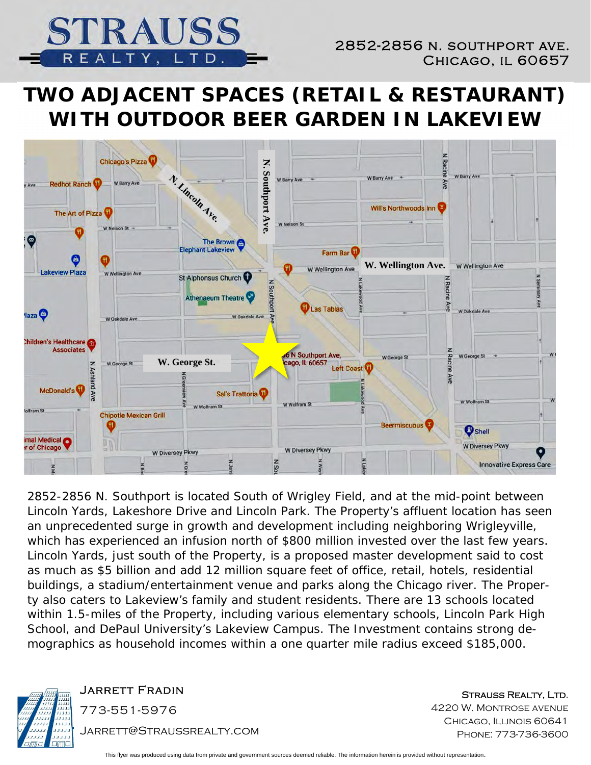# STRAUSS REALTY, LTD.

2852-2856 N. Southport Ave.
Chicago, IL 60657

## TWO ADJACENT SPACES (RETAIL & RESTAURANT) WITH OUTDOOR BEER GARDEN IN LAKEVIEW

N. Southport Ave.

N. Lincoln Ave.

W. Wellington Ave.

W. George St.

2852-2856 N. Southport is located South of Wrigley Field, and at the mid-point between Lincoln Yards, Lakeshore Drive and Lincoln Park. The Property's affluent location has seen an unprecedented surge in growth and development including neighboring Wrigleyville, which has experienced an infusion north of $800 million invested over the last few years. Lincoln Yards, just south of the Property, is a proposed master development said to cost as much as $5 billion and add 12 million square feet of office, retail, hotels, residential buildings, a stadium/entertainment venue and parks along the Chicago river. The Property also caters to Lakeview's family and student residents. There are 13 schools located within 1.5-miles of the Property, including various elementary schools, Lincoln Park High School, and DePaul University's Lakeview Campus. The Investment contains strong demographics as household incomes within a one quarter mile radius exceed $185,000.

Jarrett Fradin
773-551-5976
Jarrett@StraussRealty.com

Strauss Realty, Ltd.
4220 W. Montrose Avenue
Chicago, Illinois 60641
Phone: 773-736-3600

This flyer was produced using data from private and government sources deemed reliable. The information herein is provided without representation.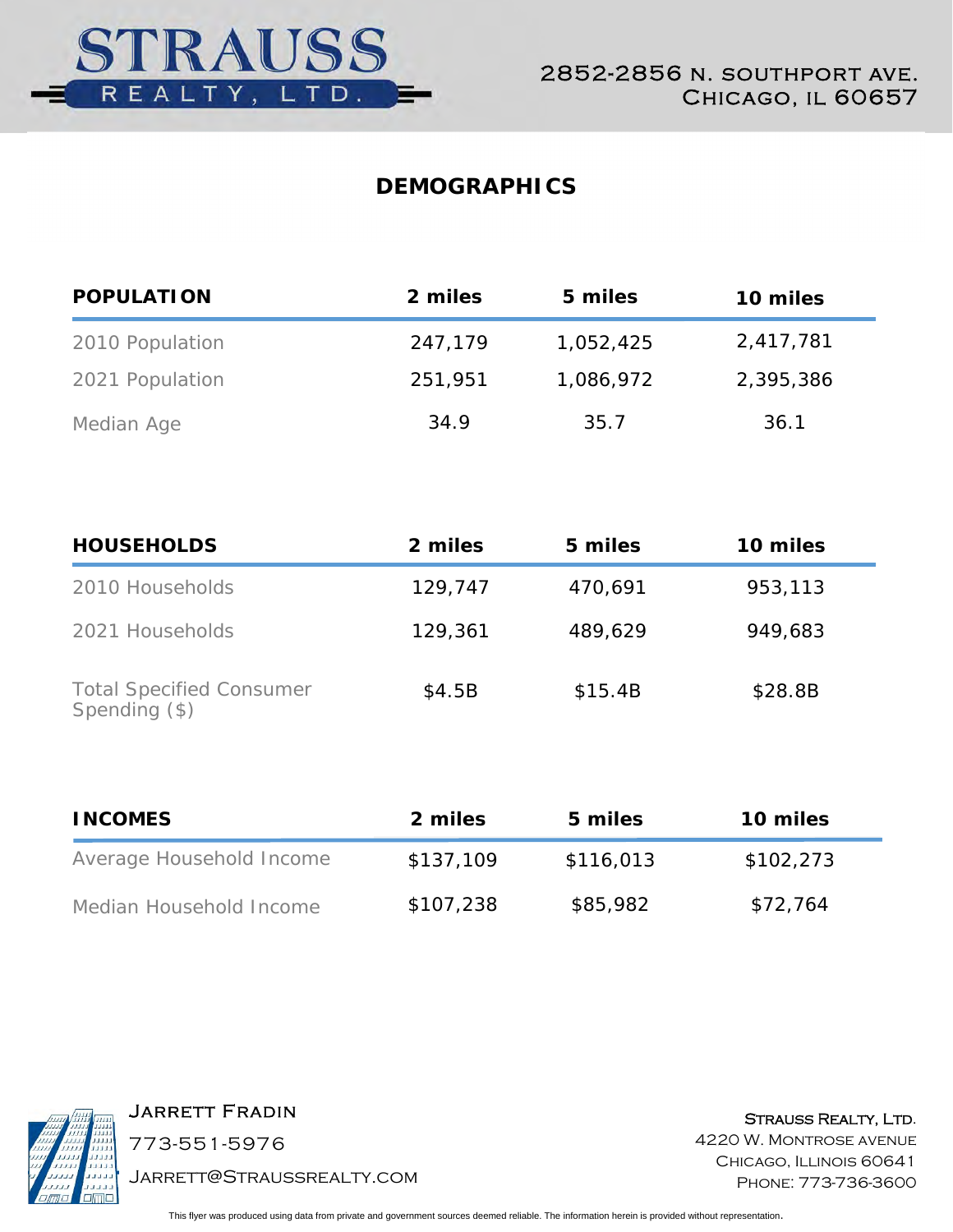**STRAUSS REALTY, LTD.**

2852-2856 N. SOUTHPORT AVE.
CHICAGO, IL 60657

## DEMOGRAPHICS

| POPULATION | 2 miles | 5 miles | 10 miles |
|---|---|---|---|
| 2010 Population | 247,179 | 1,052,425 | 2,417,781 |
| 2021 Population | 251,951 | 1,086,972 | 2,395,386 |
| Median Age | 34.9 | 35.7 | 36.1 |

| HOUSEHOLDS | 2 miles | 5 miles | 10 miles |
|---|---|---|---|
| 2010 Households | 129,747 | 470,691 | 953,113 |
| 2021 Households | 129,361 | 489,629 | 949,683 |
| Total Specified Consumer Spending ($) | $4.5B | $15.4B | $28.8B |

| INCOMES | 2 miles | 5 miles | 10 miles |
|---|---|---|---|
| Average Household Income | $137,109 | $116,013 | $102,273 |
| Median Household Income | $107,238 | $85,982 | $72,764 |

JARRETT FRADIN
773-551-5976
JARRETT@STRAUSSREALTY.COM

STRAUSS REALTY, LTD.
4220 W. MONTROSE AVENUE
CHICAGO, ILLINOIS 60641
PHONE: 773-736-3600

This flyer was produced using data from private and government sources deemed reliable. The information herein is provided without representation.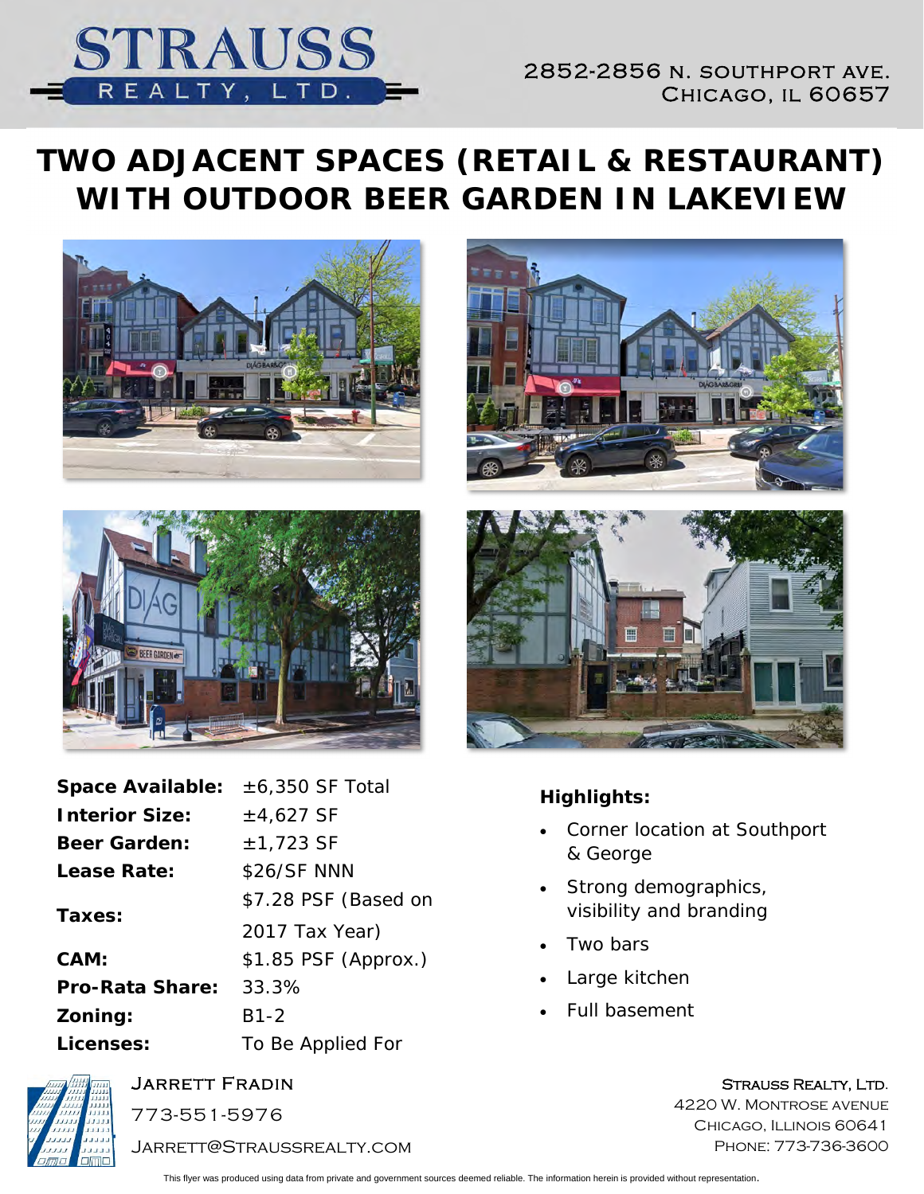STRAUSS REALTY, LTD.

2852-2856 N. Southport Ave.
Chicago, IL 60657

# TWO ADJACENT SPACES (RETAIL & RESTAURANT) WITH OUTDOOR BEER GARDEN IN LAKEVIEW

| | |
|---|---|
| **Space Available:** | ±6,350 SF Total |
| **Interior Size:** | ±4,627 SF |
| **Beer Garden:** | ±1,723 SF |
| **Lease Rate:** | $26/SF NNN |
| **Taxes:** | $7.28 PSF (Based on 2017 Tax Year) |
| **CAM:** | $1.85 PSF (Approx.) |
| **Pro-Rata Share:** | 33.3% |
| **Zoning:** | B1-2 |
| **Licenses:** | To Be Applied For |

**Highlights:**

- Corner location at Southport & George
- Strong demographics, visibility and branding
- Two bars
- Large kitchen
- Full basement

Jarrett Fradin
773-551-5976
Jarrett@StraussRealty.com

Strauss Realty, Ltd.
4220 W. Montrose Avenue
Chicago, Illinois 60641
Phone: 773-736-3600

This flyer was produced using data from private and government sources deemed reliable. The information herein is provided without representation.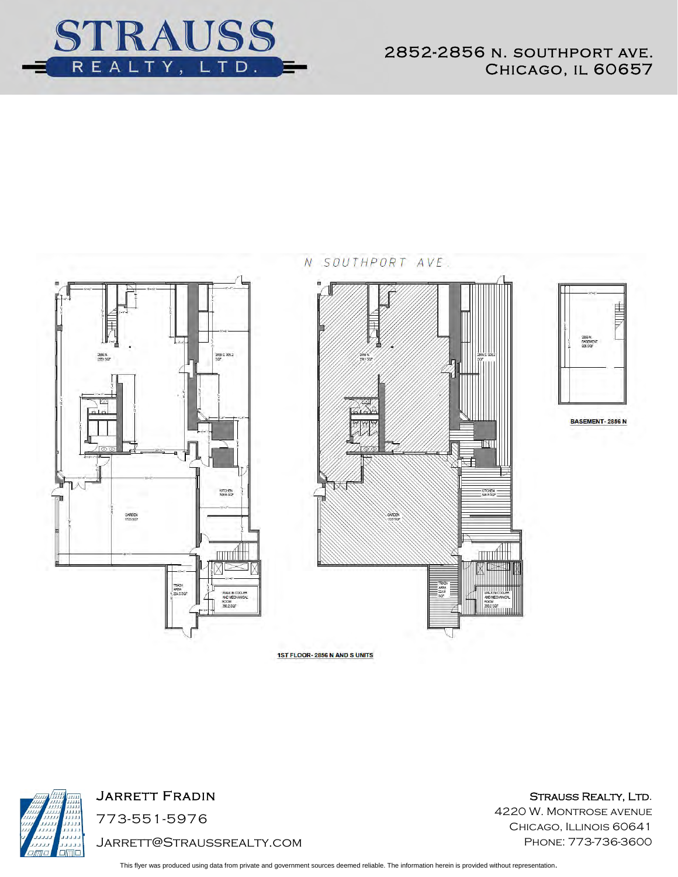# STRAUSS REALTY, LTD.

2852-2856 N. SOUTHPORT AVE.
CHICAGO, IL 60657

N SOUTHPORT AVE.

2856 N. 2551 SQF

2856 S. 909.2 SQF

KITCHEN 526.6 SQF

GARDEN 1723 SQF

TRASH AREA 224.5 SQF

WALK IN COOLER AND MECHANICAL ROOM 380.2 SQF

2856 N. BASEMENT 909 SQF

BASEMENT- 2856 N

1ST FLOOR- 2856 N AND S UNITS

JARRETT FRADIN
773-551-5976
JARRETT@STRAUSSREALTY.COM

STRAUSS REALTY, LTD.
4220 W. MONTROSE AVENUE
CHICAGO, ILLINOIS 60641
PHONE: 773-736-3600

This flyer was produced using data from private and government sources deemed reliable. The information herein is provided without representation.